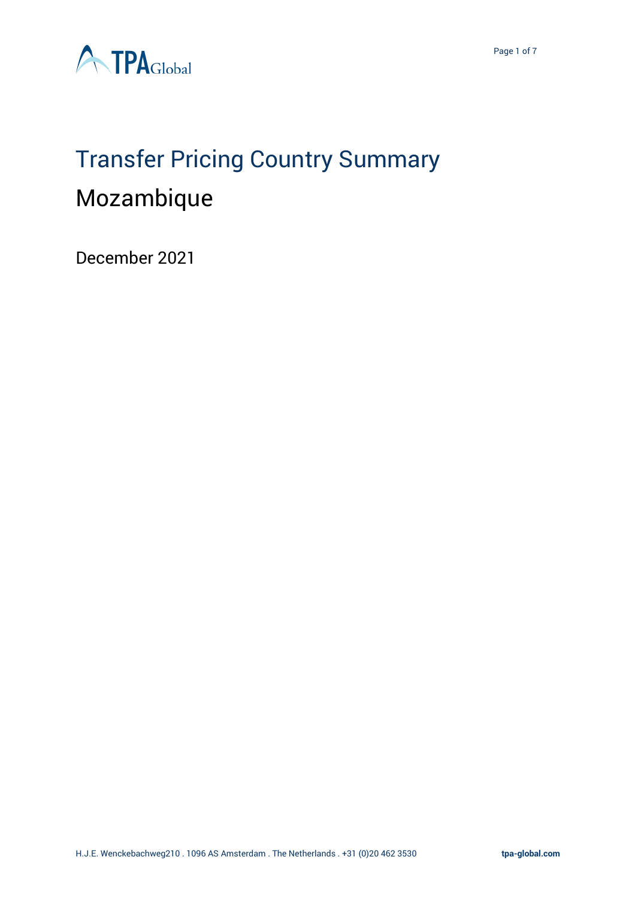# Transfer Pricing Country Summary

## Mozambique

December 2021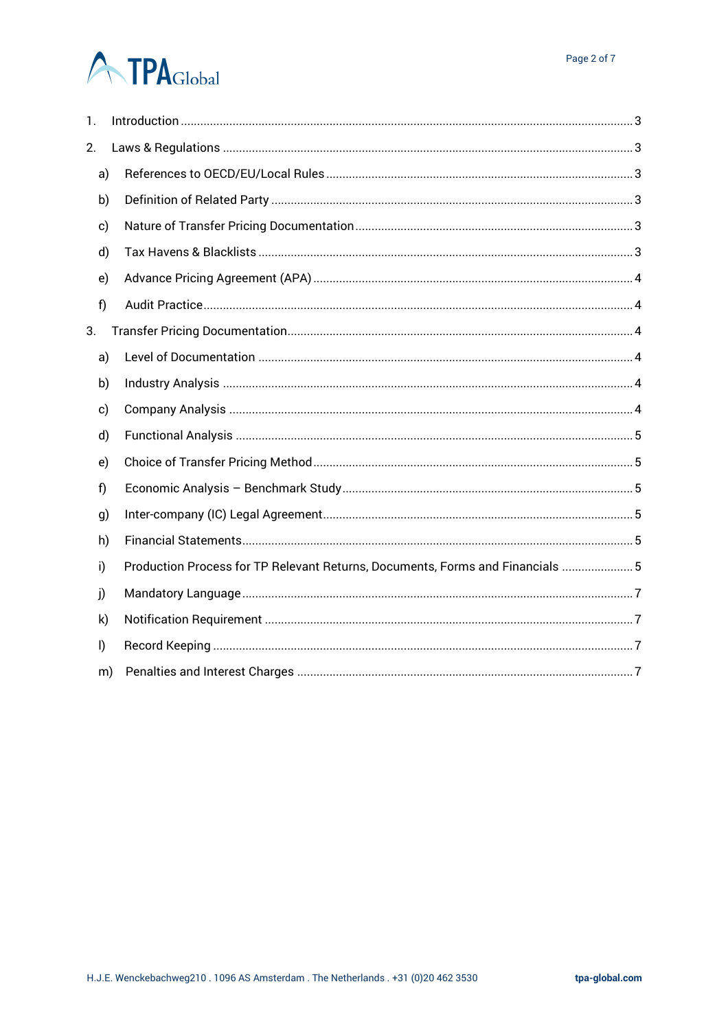1. Introduction ..... 3
2. Laws & Regulations ..... 3
   a) References to OECD/EU/Local Rules ..... 3
   b) Definition of Related Party ..... 3
   c) Nature of Transfer Pricing Documentation ..... 3
   d) Tax Havens & Blacklists ..... 3
   e) Advance Pricing Agreement (APA) ..... 4
   f) Audit Practice ..... 4
3. Transfer Pricing Documentation ..... 4
   a) Level of Documentation ..... 4
   b) Industry Analysis ..... 4
   c) Company Analysis ..... 4
   d) Functional Analysis ..... 5
   e) Choice of Transfer Pricing Method ..... 5
   f) Economic Analysis – Benchmark Study ..... 5
   g) Inter-company (IC) Legal Agreement ..... 5
   h) Financial Statements ..... 5
   i) Production Process for TP Relevant Returns, Documents, Forms and Financials ..... 5
   j) Mandatory Language ..... 7
   k) Notification Requirement ..... 7
   l) Record Keeping ..... 7
   m) Penalties and Interest Charges ..... 7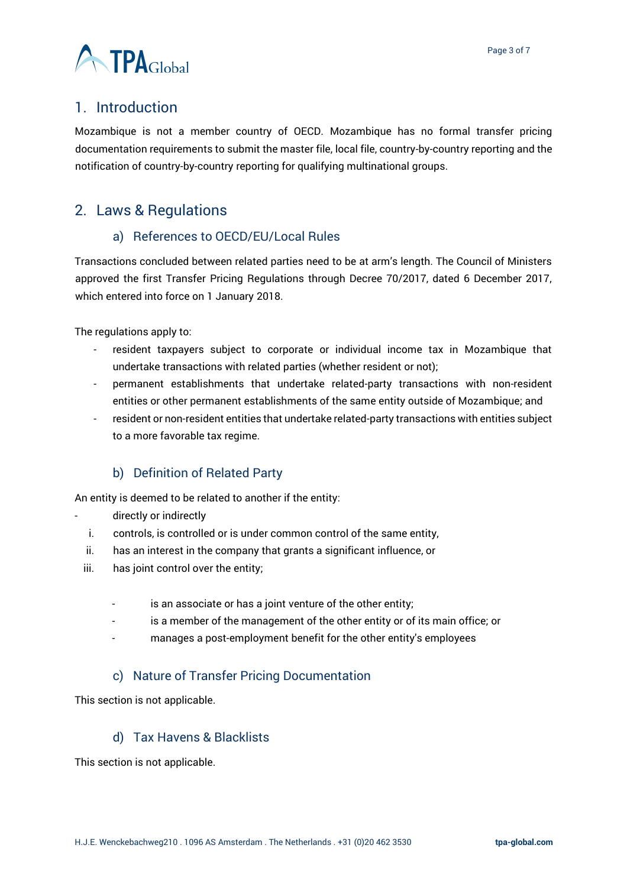## 1. Introduction

Mozambique is not a member country of OECD. Mozambique has no formal transfer pricing documentation requirements to submit the master file, local file, country-by-country reporting and the notification of country-by-country reporting for qualifying multinational groups.

## 2. Laws & Regulations

### a) References to OECD/EU/Local Rules

Transactions concluded between related parties need to be at arm's length. The Council of Ministers approved the first Transfer Pricing Regulations through Decree 70/2017, dated 6 December 2017, which entered into force on 1 January 2018.

The regulations apply to:

- resident taxpayers subject to corporate or individual income tax in Mozambique that undertake transactions with related parties (whether resident or not);
- permanent establishments that undertake related-party transactions with non-resident entities or other permanent establishments of the same entity outside of Mozambique; and
- resident or non-resident entities that undertake related-party transactions with entities subject to a more favorable tax regime.

### b) Definition of Related Party

An entity is deemed to be related to another if the entity:

- directly or indirectly
  - i. controls, is controlled or is under common control of the same entity,
  - ii. has an interest in the company that grants a significant influence, or
  - iii. has joint control over the entity;
- is an associate or has a joint venture of the other entity;
- is a member of the management of the other entity or of its main office; or
- manages a post-employment benefit for the other entity's employees

### c) Nature of Transfer Pricing Documentation

This section is not applicable.

### d) Tax Havens & Blacklists

This section is not applicable.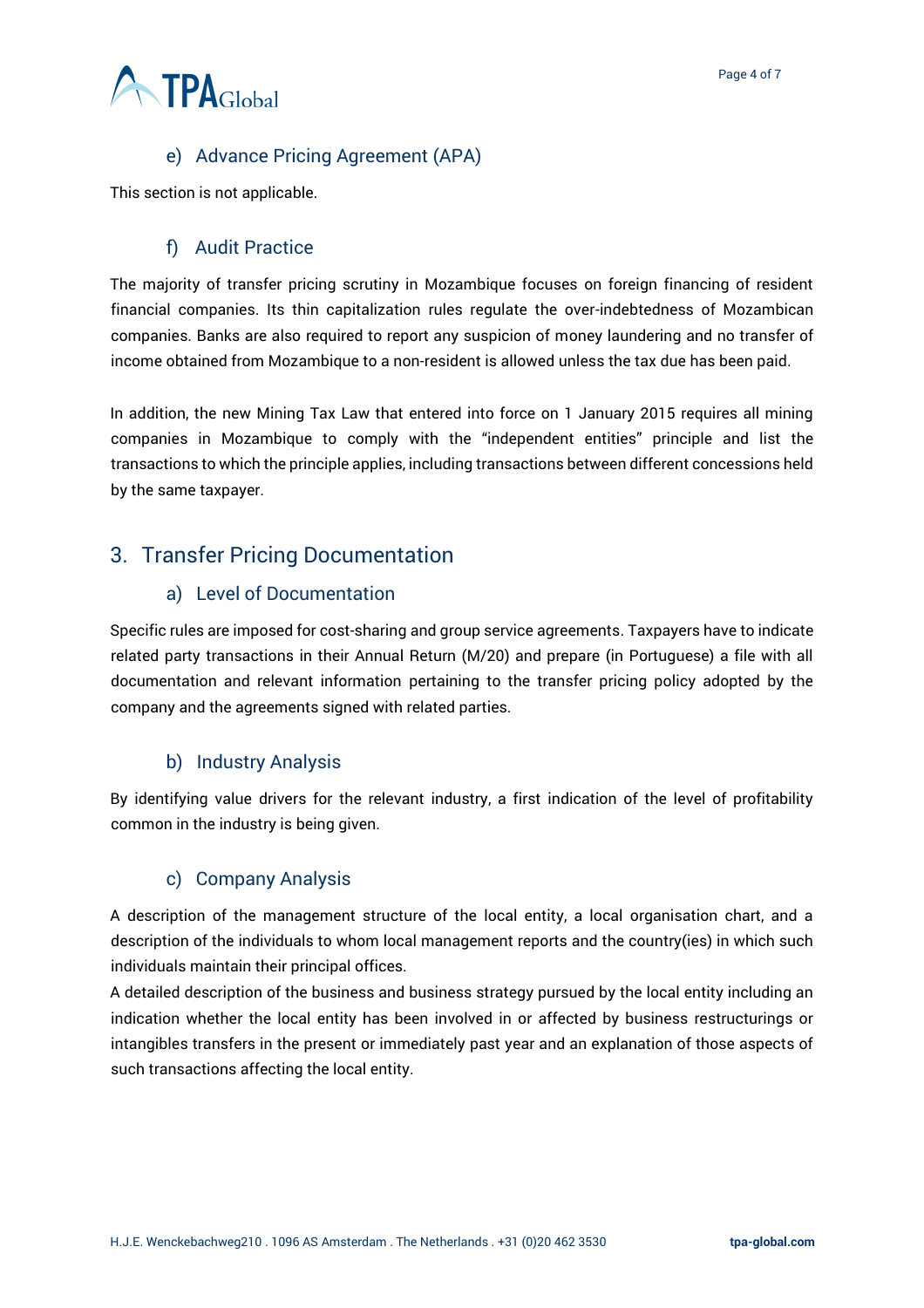### e) Advance Pricing Agreement (APA)

This section is not applicable.

### f) Audit Practice

The majority of transfer pricing scrutiny in Mozambique focuses on foreign financing of resident financial companies. Its thin capitalization rules regulate the over-indebtedness of Mozambican companies. Banks are also required to report any suspicion of money laundering and no transfer of income obtained from Mozambique to a non-resident is allowed unless the tax due has been paid.

In addition, the new Mining Tax Law that entered into force on 1 January 2015 requires all mining companies in Mozambique to comply with the "independent entities" principle and list the transactions to which the principle applies, including transactions between different concessions held by the same taxpayer.

## 3. Transfer Pricing Documentation

### a) Level of Documentation

Specific rules are imposed for cost-sharing and group service agreements. Taxpayers have to indicate related party transactions in their Annual Return (M/20) and prepare (in Portuguese) a file with all documentation and relevant information pertaining to the transfer pricing policy adopted by the company and the agreements signed with related parties.

### b) Industry Analysis

By identifying value drivers for the relevant industry, a first indication of the level of profitability common in the industry is being given.

### c) Company Analysis

A description of the management structure of the local entity, a local organisation chart, and a description of the individuals to whom local management reports and the country(ies) in which such individuals maintain their principal offices.

A detailed description of the business and business strategy pursued by the local entity including an indication whether the local entity has been involved in or affected by business restructurings or intangibles transfers in the present or immediately past year and an explanation of those aspects of such transactions affecting the local entity.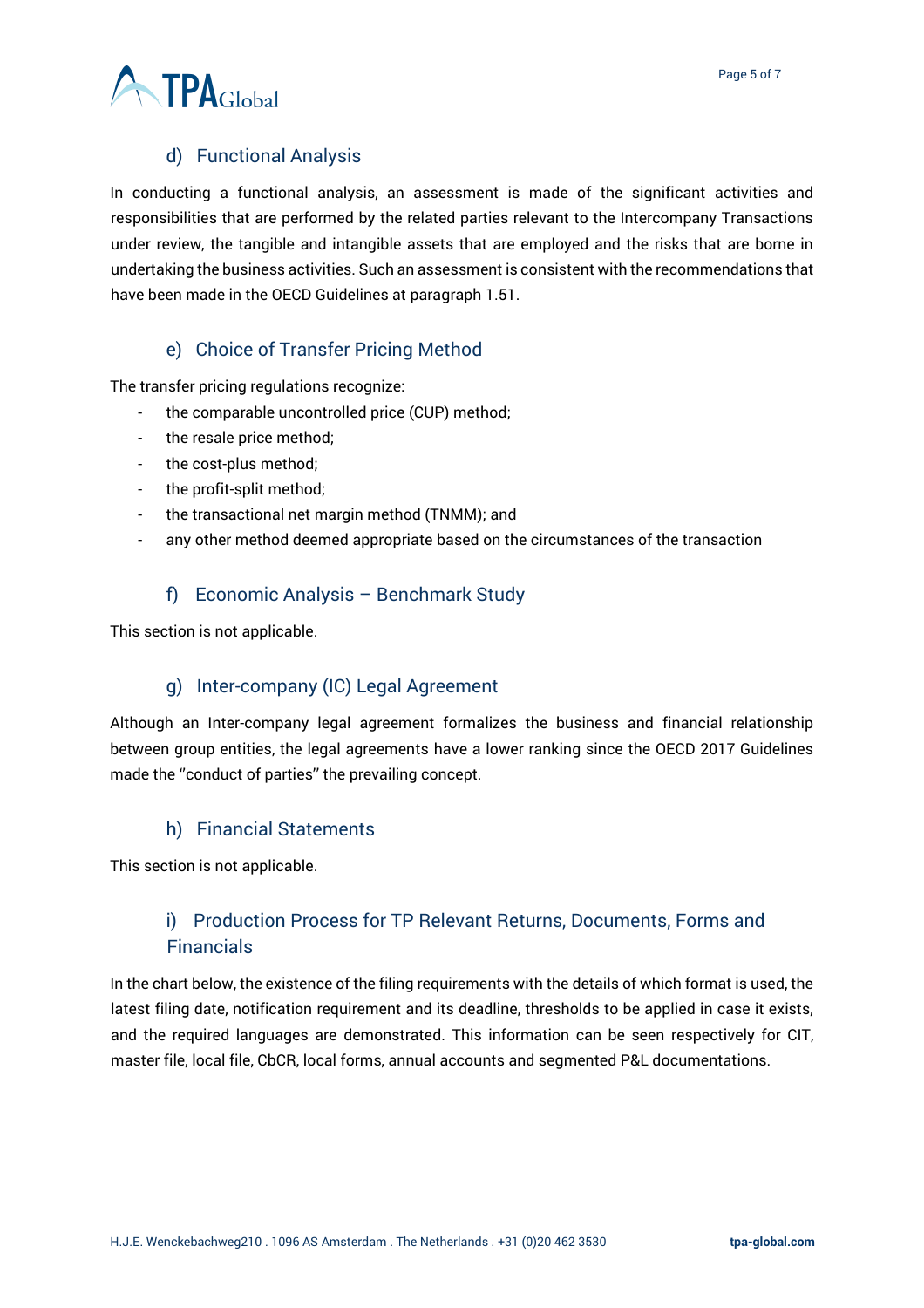### d) Functional Analysis

In conducting a functional analysis, an assessment is made of the significant activities and responsibilities that are performed by the related parties relevant to the Intercompany Transactions under review, the tangible and intangible assets that are employed and the risks that are borne in undertaking the business activities. Such an assessment is consistent with the recommendations that have been made in the OECD Guidelines at paragraph 1.51.

### e) Choice of Transfer Pricing Method

The transfer pricing regulations recognize:

- the comparable uncontrolled price (CUP) method;
- the resale price method;
- the cost-plus method;
- the profit-split method;
- the transactional net margin method (TNMM); and
- any other method deemed appropriate based on the circumstances of the transaction

### f) Economic Analysis – Benchmark Study

This section is not applicable.

### g) Inter-company (IC) Legal Agreement

Although an Inter-company legal agreement formalizes the business and financial relationship between group entities, the legal agreements have a lower ranking since the OECD 2017 Guidelines made the ''conduct of parties'' the prevailing concept.

### h) Financial Statements

This section is not applicable.

### i) Production Process for TP Relevant Returns, Documents, Forms and Financials

In the chart below, the existence of the filing requirements with the details of which format is used, the latest filing date, notification requirement and its deadline, thresholds to be applied in case it exists, and the required languages are demonstrated. This information can be seen respectively for CIT, master file, local file, CbCR, local forms, annual accounts and segmented P&L documentations.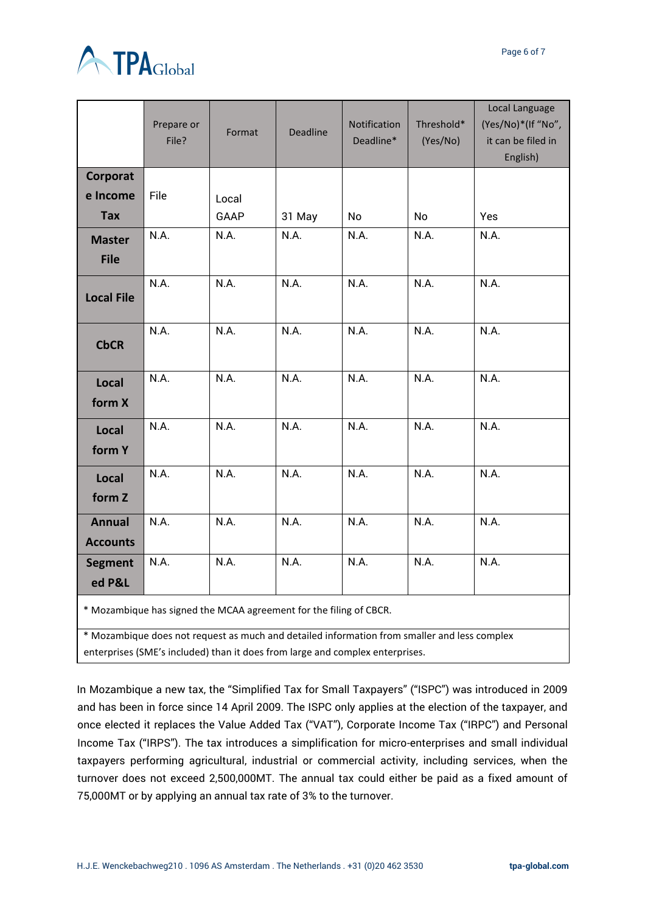| | Prepare or File? | Format | Deadline | Notification Deadline* | Threshold* (Yes/No) | Local Language (Yes/No)*(If "No", it can be filed in English) |
|---|---|---|---|---|---|---|
| **Corporate Income Tax** | File | Local GAAP | 31 May | No | No | Yes |
| **Master File** | N.A. | N.A. | N.A. | N.A. | N.A. | N.A. |
| **Local File** | N.A. | N.A. | N.A. | N.A. | N.A. | N.A. |
| **CbCR** | N.A. | N.A. | N.A. | N.A. | N.A. | N.A. |
| **Local form X** | N.A. | N.A. | N.A. | N.A. | N.A. | N.A. |
| **Local form Y** | N.A. | N.A. | N.A. | N.A. | N.A. | N.A. |
| **Local form Z** | N.A. | N.A. | N.A. | N.A. | N.A. | N.A. |
| **Annual Accounts** | N.A. | N.A. | N.A. | N.A. | N.A. | N.A. |
| **Segmented P&L** | N.A. | N.A. | N.A. | N.A. | N.A. | N.A. |

* Mozambique has signed the MCAA agreement for the filing of CBCR.

* Mozambique does not request as much and detailed information from smaller and less complex enterprises (SME's included) than it does from large and complex enterprises.

In Mozambique a new tax, the "Simplified Tax for Small Taxpayers" ("ISPC") was introduced in 2009 and has been in force since 14 April 2009. The ISPC only applies at the election of the taxpayer, and once elected it replaces the Value Added Tax ("VAT"), Corporate Income Tax ("IRPC") and Personal Income Tax ("IRPS"). The tax introduces a simplification for micro-enterprises and small individual taxpayers performing agricultural, industrial or commercial activity, including services, when the turnover does not exceed 2,500,000MT. The annual tax could either be paid as a fixed amount of 75,000MT or by applying an annual tax rate of 3% to the turnover.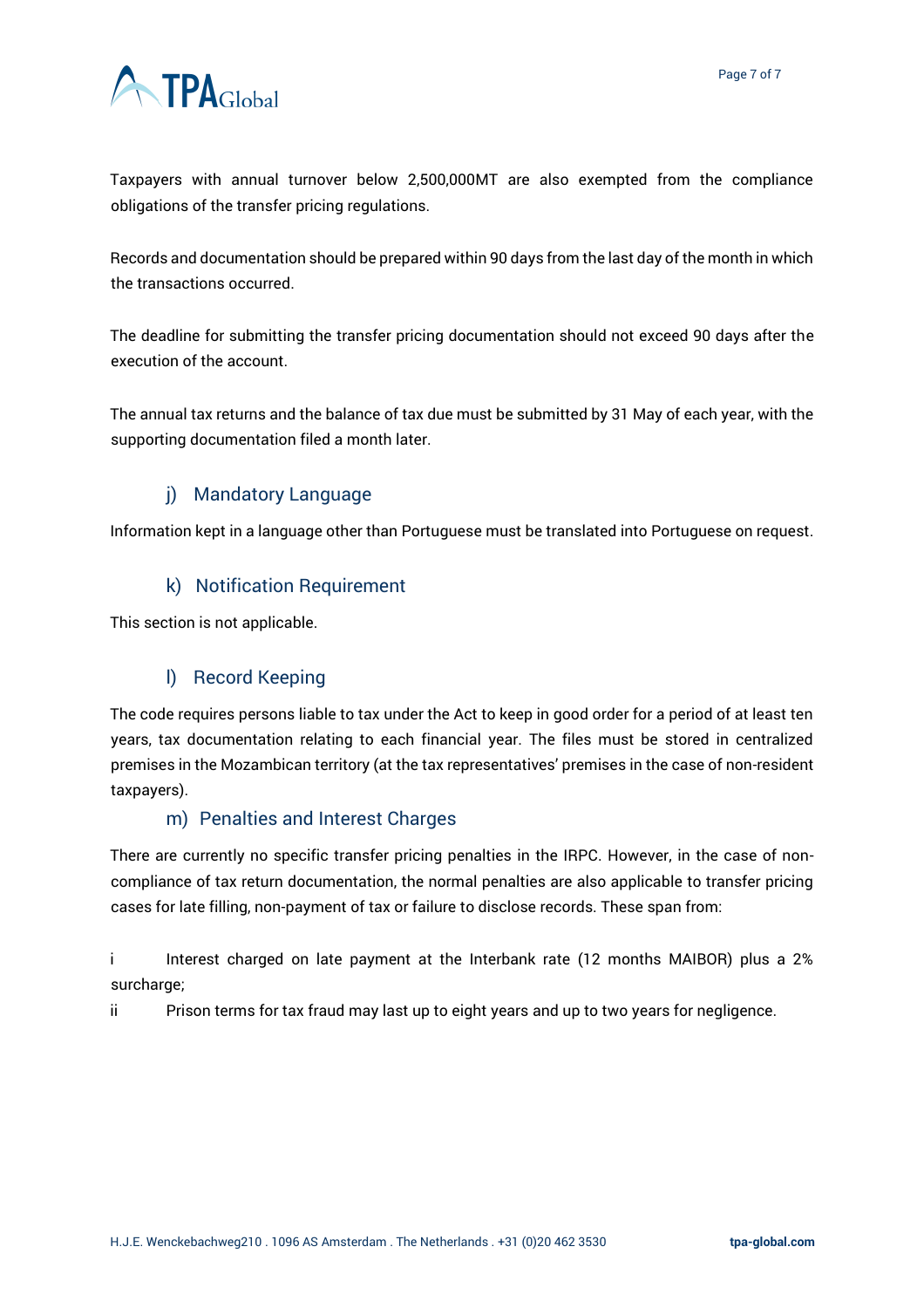Taxpayers with annual turnover below 2,500,000MT are also exempted from the compliance obligations of the transfer pricing regulations.

Records and documentation should be prepared within 90 days from the last day of the month in which the transactions occurred.

The deadline for submitting the transfer pricing documentation should not exceed 90 days after the execution of the account.

The annual tax returns and the balance of tax due must be submitted by 31 May of each year, with the supporting documentation filed a month later.

### j) Mandatory Language

Information kept in a language other than Portuguese must be translated into Portuguese on request.

### k) Notification Requirement

This section is not applicable.

### l) Record Keeping

The code requires persons liable to tax under the Act to keep in good order for a period of at least ten years, tax documentation relating to each financial year. The files must be stored in centralized premises in the Mozambican territory (at the tax representatives' premises in the case of non-resident taxpayers).

### m) Penalties and Interest Charges

There are currently no specific transfer pricing penalties in the IRPC. However, in the case of non-compliance of tax return documentation, the normal penalties are also applicable to transfer pricing cases for late filling, non-payment of tax or failure to disclose records. These span from:

i Interest charged on late payment at the Interbank rate (12 months MAIBOR) plus a 2% surcharge;

ii Prison terms for tax fraud may last up to eight years and up to two years for negligence.